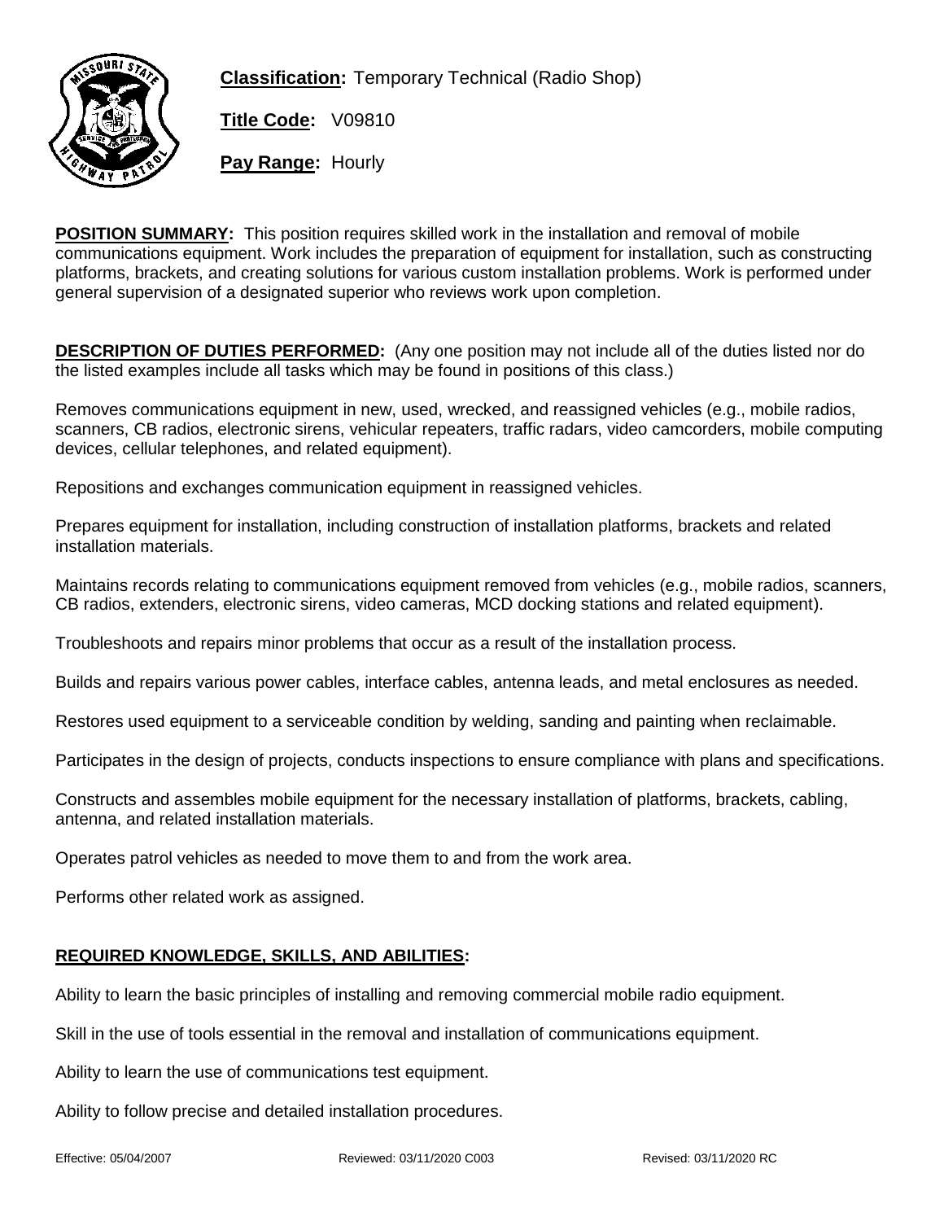**Classification:** Temporary Technical (Radio Shop)

**Title Code:** V09810

**Pay Range:** Hourly

**POSITION SUMMARY:** This position requires skilled work in the installation and removal of mobile communications equipment. Work includes the preparation of equipment for installation, such as constructing platforms, brackets, and creating solutions for various custom installation problems. Work is performed under general supervision of a designated superior who reviews work upon completion.

**DESCRIPTION OF DUTIES PERFORMED:** (Any one position may not include all of the duties listed nor do the listed examples include all tasks which may be found in positions of this class.)

Removes communications equipment in new, used, wrecked, and reassigned vehicles (e.g., mobile radios, scanners, CB radios, electronic sirens, vehicular repeaters, traffic radars, video camcorders, mobile computing devices, cellular telephones, and related equipment).

Repositions and exchanges communication equipment in reassigned vehicles.

Prepares equipment for installation, including construction of installation platforms, brackets and related installation materials.

Maintains records relating to communications equipment removed from vehicles (e.g., mobile radios, scanners, CB radios, extenders, electronic sirens, video cameras, MCD docking stations and related equipment).

Troubleshoots and repairs minor problems that occur as a result of the installation process.

Builds and repairs various power cables, interface cables, antenna leads, and metal enclosures as needed.

Restores used equipment to a serviceable condition by welding, sanding and painting when reclaimable.

Participates in the design of projects, conducts inspections to ensure compliance with plans and specifications.

Constructs and assembles mobile equipment for the necessary installation of platforms, brackets, cabling, antenna, and related installation materials.

Operates patrol vehicles as needed to move them to and from the work area.

Performs other related work as assigned.

**REQUIRED KNOWLEDGE, SKILLS, AND ABILITIES:**

Ability to learn the basic principles of installing and removing commercial mobile radio equipment.

Skill in the use of tools essential in the removal and installation of communications equipment.

Ability to learn the use of communications test equipment.

Ability to follow precise and detailed installation procedures.

Effective: 05/04/2007 Reviewed: 03/11/2020 C003 Revised: 03/11/2020 RC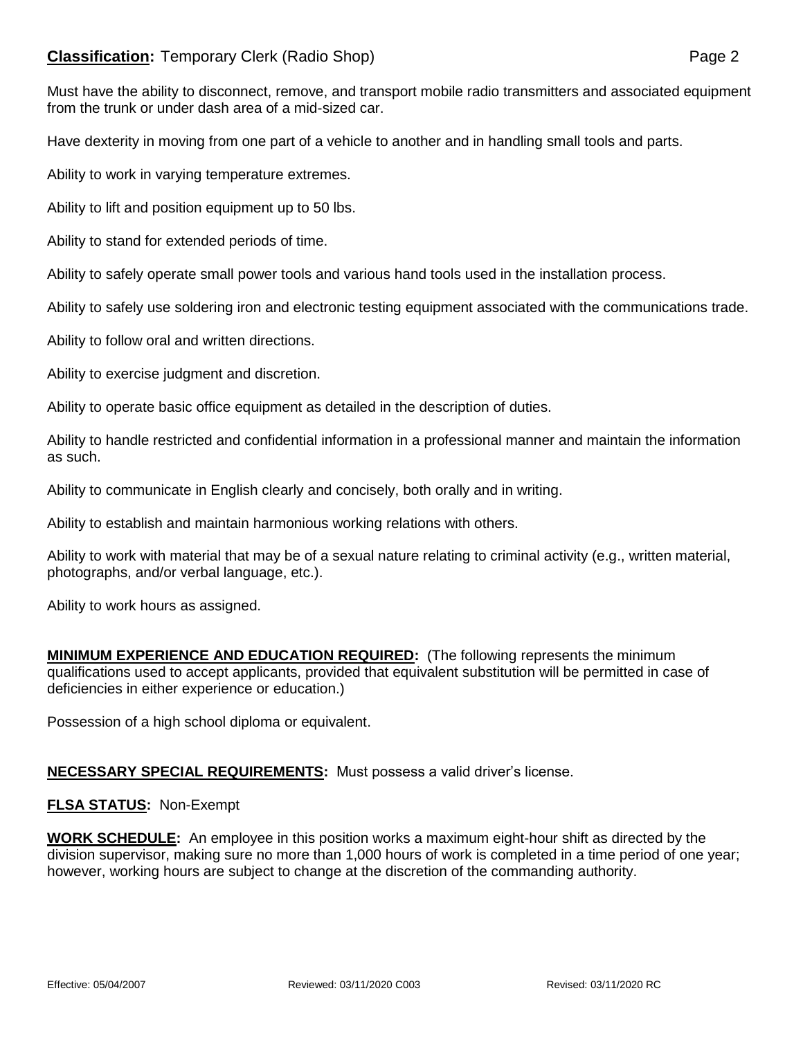Must have the ability to disconnect, remove, and transport mobile radio transmitters and associated equipment from the trunk or under dash area of a mid-sized car.

Have dexterity in moving from one part of a vehicle to another and in handling small tools and parts.

Ability to work in varying temperature extremes.

Ability to lift and position equipment up to 50 lbs.

Ability to stand for extended periods of time.

Ability to safely operate small power tools and various hand tools used in the installation process.

Ability to safely use soldering iron and electronic testing equipment associated with the communications trade.

Ability to follow oral and written directions.

Ability to exercise judgment and discretion.

Ability to operate basic office equipment as detailed in the description of duties.

Ability to handle restricted and confidential information in a professional manner and maintain the information as such.

Ability to communicate in English clearly and concisely, both orally and in writing.

Ability to establish and maintain harmonious working relations with others.

Ability to work with material that may be of a sexual nature relating to criminal activity (e.g., written material, photographs, and/or verbal language, etc.).

Ability to work hours as assigned.

**MINIMUM EXPERIENCE AND EDUCATION REQUIRED:** (The following represents the minimum qualifications used to accept applicants, provided that equivalent substitution will be permitted in case of deficiencies in either experience or education.)

Possession of a high school diploma or equivalent.

**NECESSARY SPECIAL REQUIREMENTS:** Must possess a valid driver's license.

**FLSA STATUS:** Non-Exempt

**WORK SCHEDULE:** An employee in this position works a maximum eight-hour shift as directed by the division supervisor, making sure no more than 1,000 hours of work is completed in a time period of one year; however, working hours are subject to change at the discretion of the commanding authority.

Effective: 05/04/2007 Reviewed: 03/11/2020 C003 Revised: 03/11/2020 RC